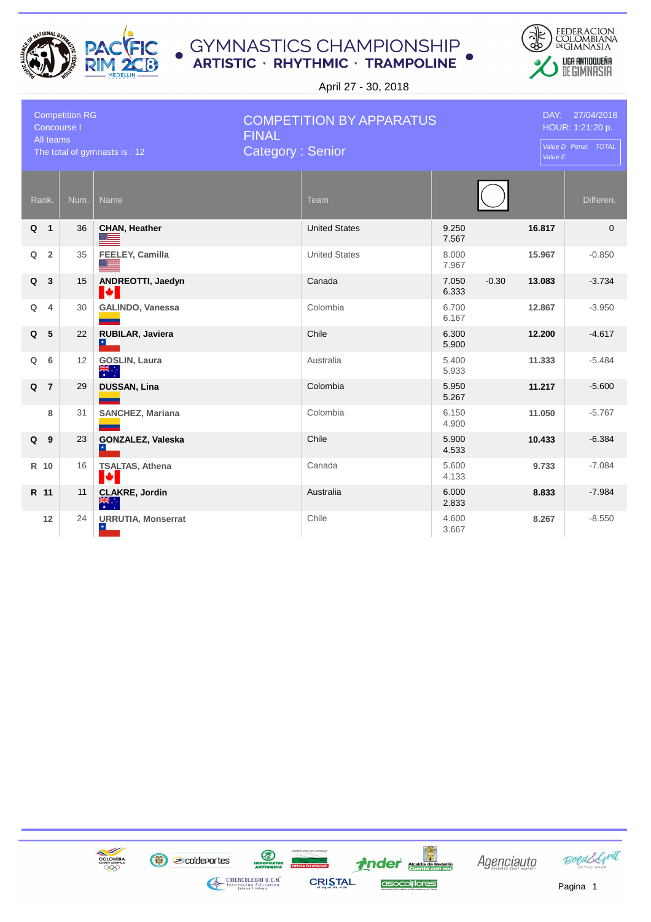# GYMNASTICS CHAMPIONSHIP

**ARTISTIC · RHYTHMIC · TRAMPOLINE**

April 27 - 30, 2018

Competition RG
Concourse I
All teams
The total of gymnasts is : 12

## COMPETITION BY APPARATUS
## FINAL
## Category : Senior

DAY: 27/04/2018
HOUR: 1:21:20 p.

*Value D Penal. TOTAL*
*Value E*

| Rank. | | Num. | Name | Team | Value D / Value E | Penal. | TOTAL | Differen. |
|---|---|---|---|---|---|---|---|---|
| Q | 1 | 36 | **CHAN, Heather** | United States | 9.250<br>7.567 | | **16.817** | 0 |
| Q | 2 | 35 | **FEELEY, Camilla** | United States | 8.000<br>7.967 | | **15.967** | -0.850 |
| Q | 3 | 15 | **ANDREOTTI, Jaedyn** | Canada | 7.050<br>6.333 | -0.30 | **13.083** | -3.734 |
| Q | 4 | 30 | **GALINDO, Vanessa** | Colombia | 6.700<br>6.167 | | **12.867** | -3.950 |
| Q | 5 | 22 | **RUBILAR, Javiera** | Chile | 6.300<br>5.900 | | **12.200** | -4.617 |
| Q | 6 | 12 | **GOSLIN, Laura** | Australia | 5.400<br>5.933 | | **11.333** | -5.484 |
| Q | 7 | 29 | **DUSSAN, Lina** | Colombia | 5.950<br>5.267 | | **11.217** | -5.600 |
| | 8 | 31 | **SANCHEZ, Mariana** | Colombia | 6.150<br>4.900 | | **11.050** | -5.767 |
| Q | 9 | 23 | **GONZALEZ, Valeska** | Chile | 5.900<br>4.533 | | **10.433** | -6.384 |
| R | 10 | 16 | **TSALTAS, Athena** | Canada | 5.600<br>4.133 | | **9.733** | -7.084 |
| R | 11 | 11 | **CLAKRE, Jordin** | Australia | 6.000<br>2.833 | | **8.833** | -7.984 |
| | 12 | 24 | **URRUTIA, Monserrat** | Chile | 4.600<br>3.667 | | **8.267** | -8.550 |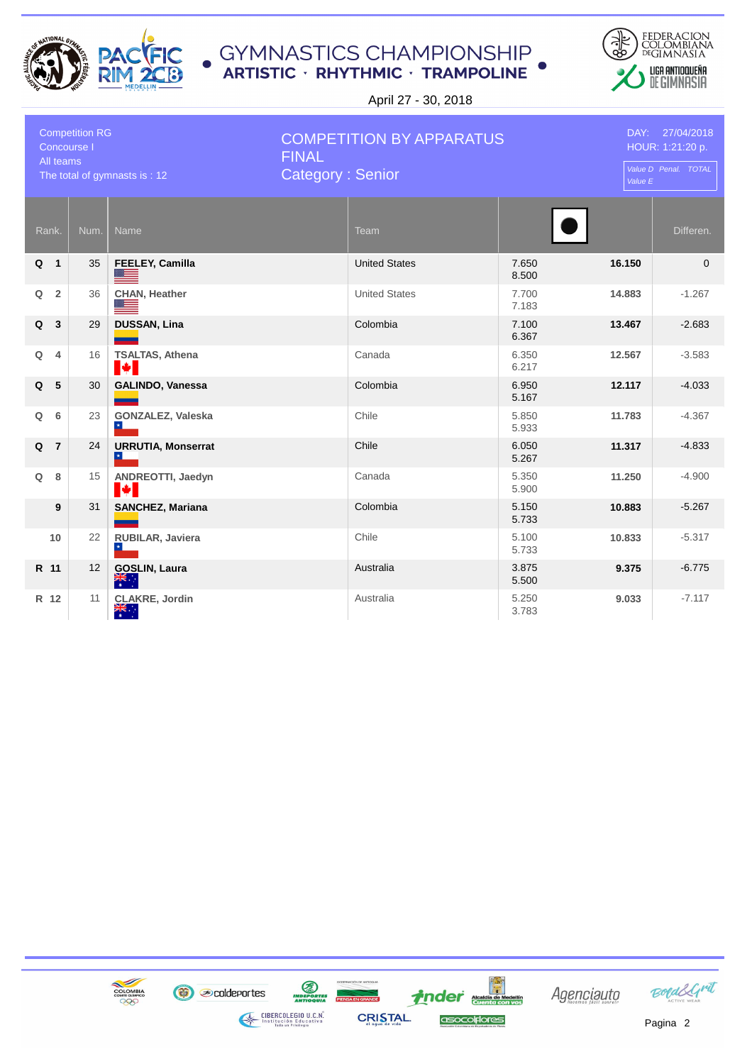# GYMNASTICS CHAMPIONSHIP

**ARTISTIC · RHYTHMIC · TRAMPOLINE**

April 27 - 30, 2018

Competition RG
Concourse I
All teams
The total of gymnasts is : 12

## COMPETITION BY APPARATUS
## FINAL
## Category : Senior

DAY: 27/04/2018
HOUR: 1:21:20 p.

*Value D Penal. TOTAL*
*Value E*

| Rank. | | Num. | Name | Team | Value D / Value E | TOTAL | Differen. |
|---|---|---|---|---|---|---|---|
| Q | 1 | 35 | **FEELEY, Camilla** | United States | 7.650 / 8.500 | **16.150** | 0 |
| Q | 2 | 36 | **CHAN, Heather** | United States | 7.700 / 7.183 | **14.883** | -1.267 |
| Q | 3 | 29 | **DUSSAN, Lina** | Colombia | 7.100 / 6.367 | **13.467** | -2.683 |
| Q | 4 | 16 | **TSALTAS, Athena** | Canada | 6.350 / 6.217 | **12.567** | -3.583 |
| Q | 5 | 30 | **GALINDO, Vanessa** | Colombia | 6.950 / 5.167 | **12.117** | -4.033 |
| Q | 6 | 23 | **GONZALEZ, Valeska** | Chile | 5.850 / 5.933 | **11.783** | -4.367 |
| Q | 7 | 24 | **URRUTIA, Monserrat** | Chile | 6.050 / 5.267 | **11.317** | -4.833 |
| Q | 8 | 15 | **ANDREOTTI, Jaedyn** | Canada | 5.350 / 5.900 | **11.250** | -4.900 |
| | 9 | 31 | **SANCHEZ, Mariana** | Colombia | 5.150 / 5.733 | **10.883** | -5.267 |
| | 10 | 22 | **RUBILAR, Javiera** | Chile | 5.100 / 5.733 | **10.833** | -5.317 |
| R | 11 | 12 | **GOSLIN, Laura** | Australia | 3.875 / 5.500 | **9.375** | -6.775 |
| R | 12 | 11 | **CLAKRE, Jordin** | Australia | 5.250 / 3.783 | **9.033** | -7.117 |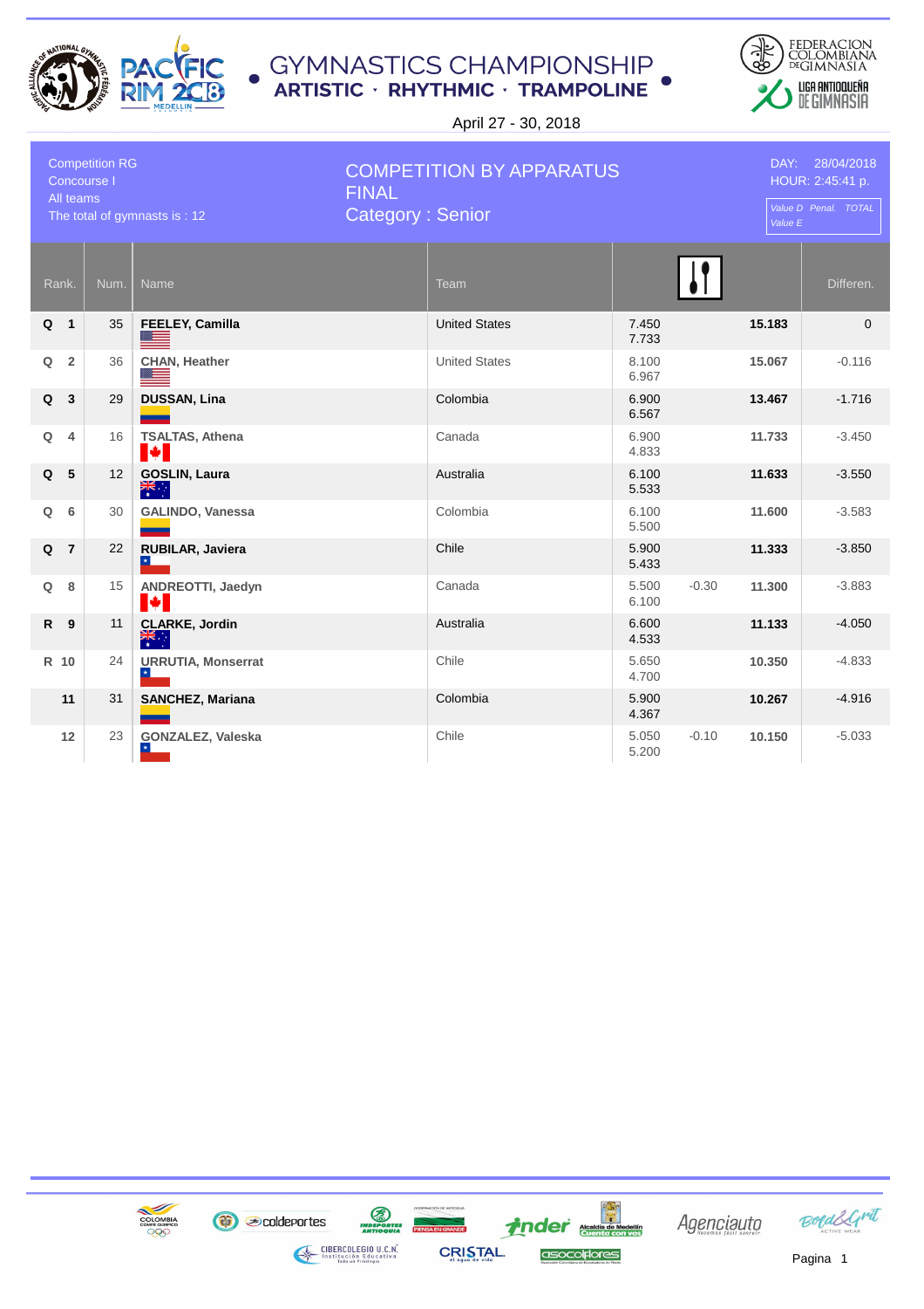# GYMNASTICS CHAMPIONSHIP

**ARTISTIC · RHYTHMIC · TRAMPOLINE**

April 27 - 30, 2018

Competition RG
Concourse I
All teams
The total of gymnasts is : 12

## COMPETITION BY APPARATUS
FINAL
Category : Senior

DAY: 28/04/2018
HOUR: 2:45:41 p.

*Value D Penal. TOTAL*
*Value E*

| Rank. | | Num. | Name | Team | Value D / Value E | Penal. | TOTAL | Differen. |
|---|---|---|---|---|---|---|---|---|
| Q | 1 | 35 | **FEELEY, Camilla** | United States | 7.450 / 7.733 | | **15.183** | 0 |
| Q | 2 | 36 | **CHAN, Heather** | United States | 8.100 / 6.967 | | **15.067** | -0.116 |
| Q | 3 | 29 | **DUSSAN, Lina** | Colombia | 6.900 / 6.567 | | **13.467** | -1.716 |
| Q | 4 | 16 | **TSALTAS, Athena** | Canada | 6.900 / 4.833 | | **11.733** | -3.450 |
| Q | 5 | 12 | **GOSLIN, Laura** | Australia | 6.100 / 5.533 | | **11.633** | -3.550 |
| Q | 6 | 30 | **GALINDO, Vanessa** | Colombia | 6.100 / 5.500 | | **11.600** | -3.583 |
| Q | 7 | 22 | **RUBILAR, Javiera** | Chile | 5.900 / 5.433 | | **11.333** | -3.850 |
| Q | 8 | 15 | **ANDREOTTI, Jaedyn** | Canada | 5.500 / 6.100 | -0.30 | **11.300** | -3.883 |
| R | 9 | 11 | **CLARKE, Jordin** | Australia | 6.600 / 4.533 | | **11.133** | -4.050 |
| R | 10 | 24 | **URRUTIA, Monserrat** | Chile | 5.650 / 4.700 | | **10.350** | -4.833 |
| | 11 | 31 | **SANCHEZ, Mariana** | Colombia | 5.900 / 4.367 | | **10.267** | -4.916 |
| | 12 | 23 | **GONZALEZ, Valeska** | Chile | 5.050 / 5.200 | -0.10 | **10.150** | -5.033 |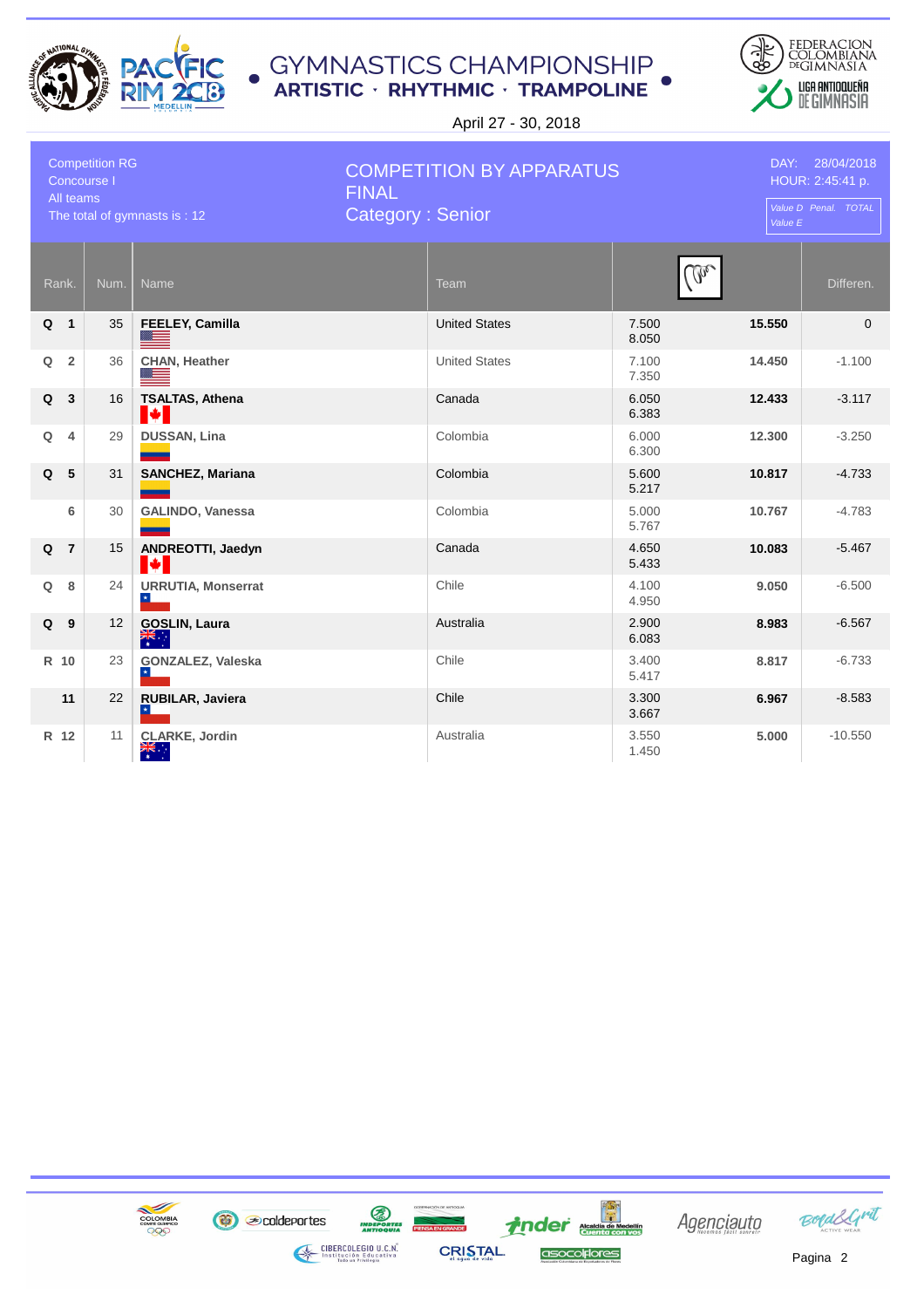# GYMNASTICS CHAMPIONSHIP

**ARTISTIC · RHYTHMIC · TRAMPOLINE**

April 27 - 30, 2018

Competition RG
Concourse I
All teams
The total of gymnasts is : 12

## COMPETITION BY APPARATUS
FINAL
Category : Senior

DAY: 28/04/2018
HOUR: 2:45:41 p.

Value D Penal. TOTAL
Value E

| Rank. | | Num. | Name | Team | Value D / Value E | TOTAL | Differen. |
|---|---|---|---|---|---|---|---|
| Q | 1 | 35 | **FEELEY, Camilla** | United States | 7.500 8.050 | **15.550** | 0 |
| Q | 2 | 36 | **CHAN, Heather** | United States | 7.100 7.350 | **14.450** | -1.100 |
| Q | 3 | 16 | **TSALTAS, Athena** | Canada | 6.050 6.383 | **12.433** | -3.117 |
| Q | 4 | 29 | **DUSSAN, Lina** | Colombia | 6.000 6.300 | **12.300** | -3.250 |
| Q | 5 | 31 | **SANCHEZ, Mariana** | Colombia | 5.600 5.217 | **10.817** | -4.733 |
| | 6 | 30 | **GALINDO, Vanessa** | Colombia | 5.000 5.767 | **10.767** | -4.783 |
| Q | 7 | 15 | **ANDREOTTI, Jaedyn** | Canada | 4.650 5.433 | **10.083** | -5.467 |
| Q | 8 | 24 | **URRUTIA, Monserrat** | Chile | 4.100 4.950 | **9.050** | -6.500 |
| Q | 9 | 12 | **GOSLIN, Laura** | Australia | 2.900 6.083 | **8.983** | -6.567 |
| R | 10 | 23 | **GONZALEZ, Valeska** | Chile | 3.400 5.417 | **8.817** | -6.733 |
| | 11 | 22 | **RUBILAR, Javiera** | Chile | 3.300 3.667 | **6.967** | -8.583 |
| R | 12 | 11 | **CLARKE, Jordin** | Australia | 3.550 1.450 | **5.000** | -10.550 |